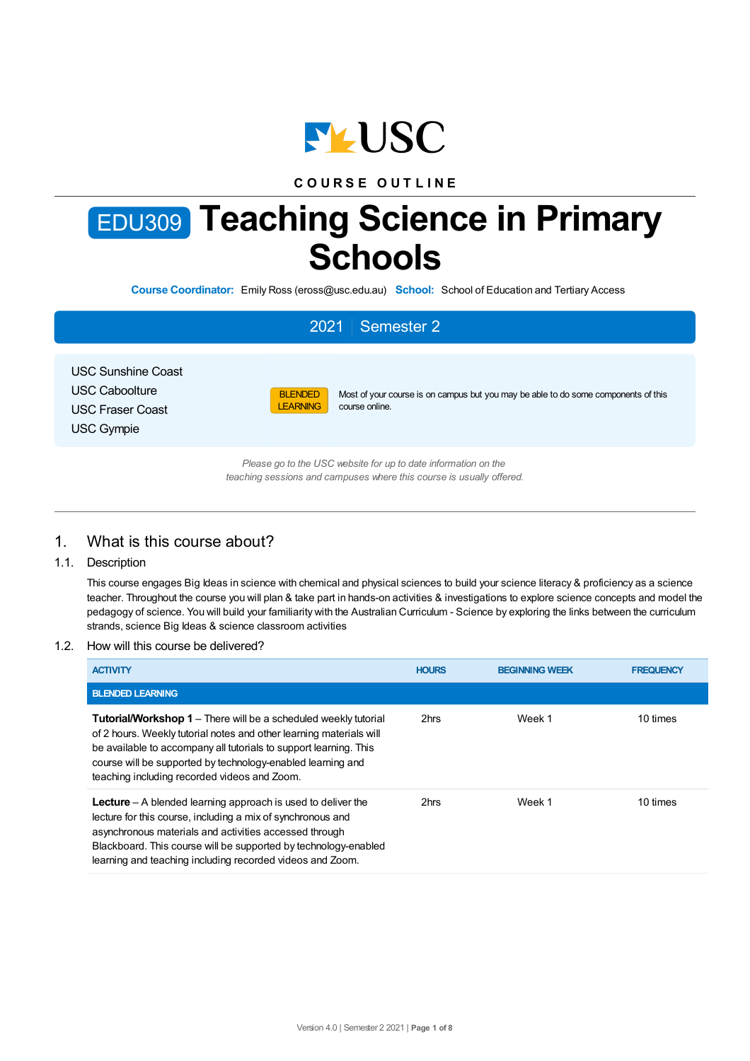USC

COURSE OUTLINE

# EDU309 Teaching Science in Primary Schools

**Course Coordinator:** Emily Ross (eross@usc.edu.au) **School:** School of Education and Tertiary Access

**2021 | Semester 2**

USC Sunshine Coast
USC Caboolture
USC Fraser Coast
USC Gympie

BLENDED LEARNING — Most of your course is on campus but you may be able to do some components of this course online.

*Please go to the USC website for up to date information on the teaching sessions and campuses where this course is usually offered.*

## 1. What is this course about?

### 1.1. Description

This course engages Big Ideas in science with chemical and physical sciences to build your science literacy & proficiency as a science teacher. Throughout the course you will plan & take part in hands-on activities & investigations to explore science concepts and model the pedagogy of science. You will build your familiarity with the Australian Curriculum - Science by exploring the links between the curriculum strands, science Big Ideas & science classroom activities

### 1.2. How will this course be delivered?

| ACTIVITY | HOURS | BEGINNING WEEK | FREQUENCY |
|---|---|---|---|
| **BLENDED LEARNING** | | | |
| **Tutorial/Workshop 1** – There will be a scheduled weekly tutorial of 2 hours. Weekly tutorial notes and other learning materials will be available to accompany all tutorials to support learning. This course will be supported by technology-enabled learning and teaching including recorded videos and Zoom. | 2hrs | Week 1 | 10 times |
| **Lecture** – A blended learning approach is used to deliver the lecture for this course, including a mix of synchronous and asynchronous materials and activities accessed through Blackboard. This course will be supported by technology-enabled learning and teaching including recorded videos and Zoom. | 2hrs | Week 1 | 10 times |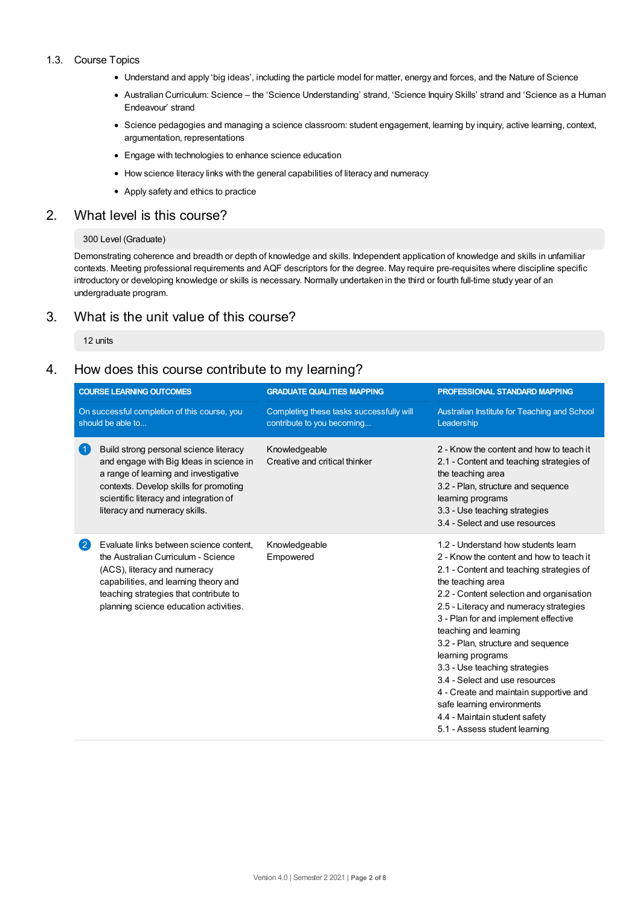### 1.3. Course Topics

- Understand and apply 'big ideas', including the particle model for matter, energy and forces, and the Nature of Science
- Australian Curriculum: Science – the 'Science Understanding' strand, 'Science Inquiry Skills' strand and 'Science as a Human Endeavour' strand
- Science pedagogies and managing a science classroom: student engagement, learning by inquiry, active learning, context, argumentation, representations
- Engage with technologies to enhance science education
- How science literacy links with the general capabilities of literacy and numeracy
- Apply safety and ethics to practice

## 2. What level is this course?

300 Level (Graduate)

Demonstrating coherence and breadth or depth of knowledge and skills. Independent application of knowledge and skills in unfamiliar contexts. Meeting professional requirements and AQF descriptors for the degree. May require pre-requisites where discipline specific introductory or developing knowledge or skills is necessary. Normally undertaken in the third or fourth full-time study year of an undergraduate program.

## 3. What is the unit value of this course?

12 units

## 4. How does this course contribute to my learning?

| COURSE LEARNING OUTCOMES<br>On successful completion of this course, you should be able to... | GRADUATE QUALITIES MAPPING<br>Completing these tasks successfully will contribute to you becoming... | PROFESSIONAL STANDARD MAPPING<br>Australian Institute for Teaching and School Leadership |
|---|---|---|
| 1 Build strong personal science literacy and engage with Big Ideas in science in a range of learning and investigative contexts. Develop skills for promoting scientific literacy and integration of literacy and numeracy skills. | Knowledgeable<br>Creative and critical thinker | 2 - Know the content and how to teach it<br>2.1 - Content and teaching strategies of the teaching area<br>3.2 - Plan, structure and sequence learning programs<br>3.3 - Use teaching strategies<br>3.4 - Select and use resources |
| 2 Evaluate links between science content, the Australian Curriculum - Science (ACS), literacy and numeracy capabilities, and learning theory and teaching strategies that contribute to planning science education activities. | Knowledgeable<br>Empowered | 1.2 - Understand how students learn<br>2 - Know the content and how to teach it<br>2.1 - Content and teaching strategies of the teaching area<br>2.2 - Content selection and organisation<br>2.5 - Literacy and numeracy strategies<br>3 - Plan for and implement effective teaching and learning<br>3.2 - Plan, structure and sequence learning programs<br>3.3 - Use teaching strategies<br>3.4 - Select and use resources<br>4 - Create and maintain supportive and safe learning environments<br>4.4 - Maintain student safety<br>5.1 - Assess student learning |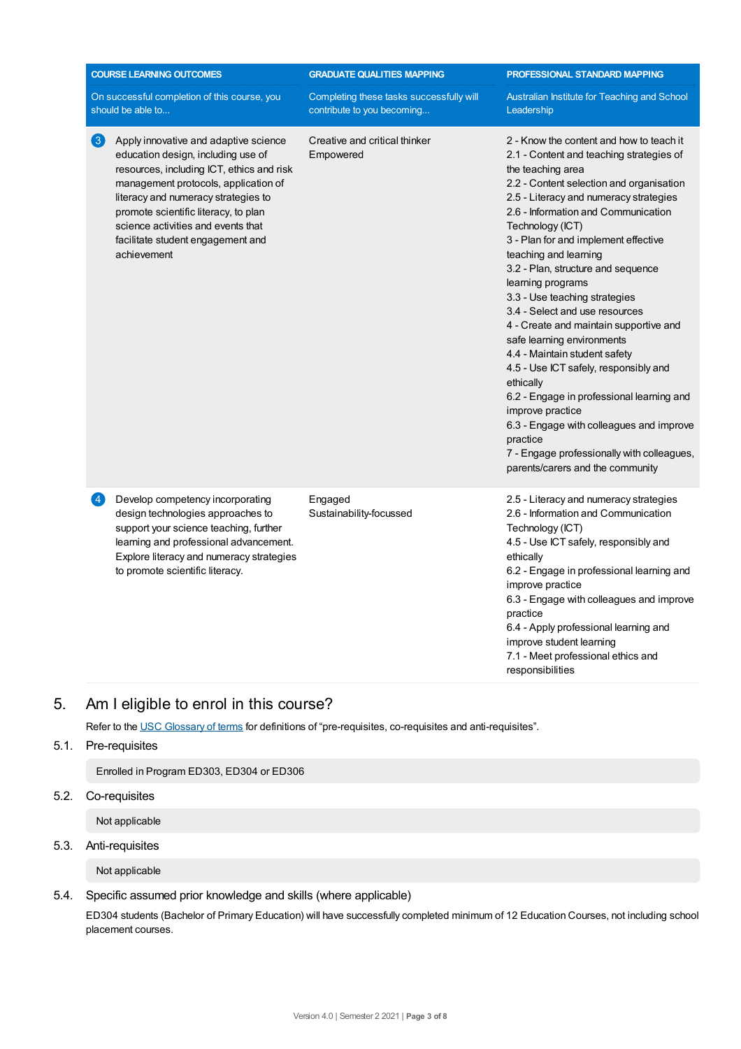| COURSE LEARNING OUTCOMES<br>On successful completion of this course, you should be able to... | GRADUATE QUALITIES MAPPING<br>Completing these tasks successfully will contribute to you becoming... | PROFESSIONAL STANDARD MAPPING<br>Australian Institute for Teaching and School Leadership |
|---|---|---|
| 3 Apply innovative and adaptive science education design, including use of resources, including ICT, ethics and risk management protocols, application of literacy and numeracy strategies to promote scientific literacy, to plan science activities and events that facilitate student engagement and achievement | Creative and critical thinker<br>Empowered | 2 - Know the content and how to teach it<br>2.1 - Content and teaching strategies of the teaching area<br>2.2 - Content selection and organisation<br>2.5 - Literacy and numeracy strategies<br>2.6 - Information and Communication Technology (ICT)<br>3 - Plan for and implement effective teaching and learning<br>3.2 - Plan, structure and sequence learning programs<br>3.3 - Use teaching strategies<br>3.4 - Select and use resources<br>4 - Create and maintain supportive and safe learning environments<br>4.4 - Maintain student safety<br>4.5 - Use ICT safely, responsibly and ethically<br>6.2 - Engage in professional learning and improve practice<br>6.3 - Engage with colleagues and improve practice<br>7 - Engage professionally with colleagues, parents/carers and the community |
| 4 Develop competency incorporating design technologies approaches to support your science teaching, further learning and professional advancement. Explore literacy and numeracy strategies to promote scientific literacy. | Engaged<br>Sustainability-focussed | 2.5 - Literacy and numeracy strategies<br>2.6 - Information and Communication Technology (ICT)<br>4.5 - Use ICT safely, responsibly and ethically<br>6.2 - Engage in professional learning and improve practice<br>6.3 - Engage with colleagues and improve practice<br>6.4 - Apply professional learning and improve student learning<br>7.1 - Meet professional ethics and responsibilities |

## 5. Am I eligible to enrol in this course?

Refer to the USC Glossary of terms for definitions of "pre-requisites, co-requisites and anti-requisites".

### 5.1. Pre-requisites

Enrolled in Program ED303, ED304 or ED306

### 5.2. Co-requisites

Not applicable

### 5.3. Anti-requisites

Not applicable

### 5.4. Specific assumed prior knowledge and skills (where applicable)

ED304 students (Bachelor of Primary Education) will have successfully completed minimum of 12 Education Courses, not including school placement courses.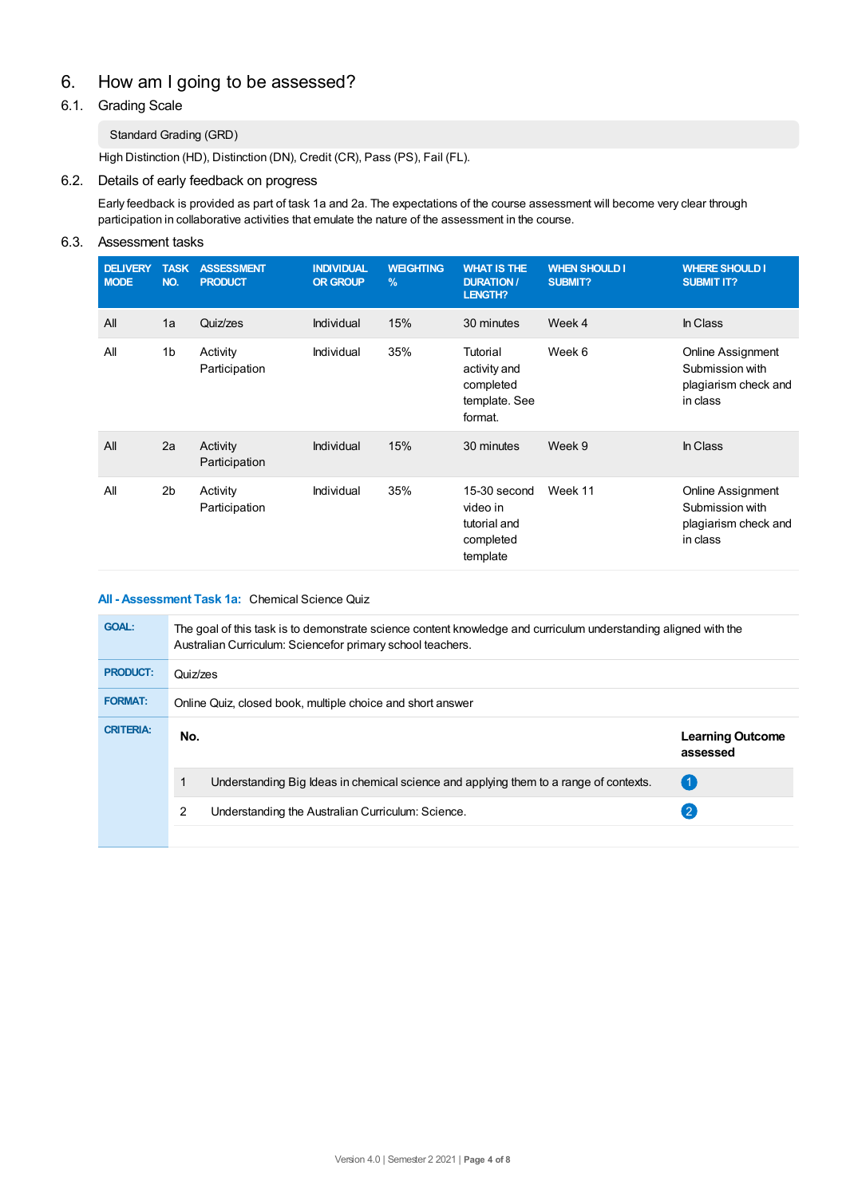# 6. How am I going to be assessed?

## 6.1. Grading Scale

Standard Grading (GRD)

High Distinction (HD), Distinction (DN), Credit (CR), Pass (PS), Fail (FL).

## 6.2. Details of early feedback on progress

Early feedback is provided as part of task 1a and 2a. The expectations of the course assessment will become very clear through participation in collaborative activities that emulate the nature of the assessment in the course.

## 6.3. Assessment tasks

| DELIVERY MODE | TASK NO. | ASSESSMENT PRODUCT | INDIVIDUAL OR GROUP | WEIGHTING % | WHAT IS THE DURATION / LENGTH? | WHEN SHOULD I SUBMIT? | WHERE SHOULD I SUBMIT IT? |
|---|---|---|---|---|---|---|---|
| All | 1a | Quiz/zes | Individual | 15% | 30 minutes | Week 4 | In Class |
| All | 1b | Activity Participation | Individual | 35% | Tutorial activity and completed template. See format. | Week 6 | Online Assignment Submission with plagiarism check and in class |
| All | 2a | Activity Participation | Individual | 15% | 30 minutes | Week 9 | In Class |
| All | 2b | Activity Participation | Individual | 35% | 15-30 second video in tutorial and completed template | Week 11 | Online Assignment Submission with plagiarism check and in class |

### All - Assessment Task 1a: Chemical Science Quiz

| | |
|---|---|
| **GOAL:** | The goal of this task is to demonstrate science content knowledge and curriculum understanding aligned with the Australian Curriculum: Sciencefor primary school teachers. |
| **PRODUCT:** | Quiz/zes |
| **FORMAT:** | Online Quiz, closed book, multiple choice and short answer |

**CRITERIA:**

| No. | | Learning Outcome assessed |
|---|---|---|
| 1 | Understanding Big Ideas in chemical science and applying them to a range of contexts. | 1 |
| 2 | Understanding the Australian Curriculum: Science. | 2 |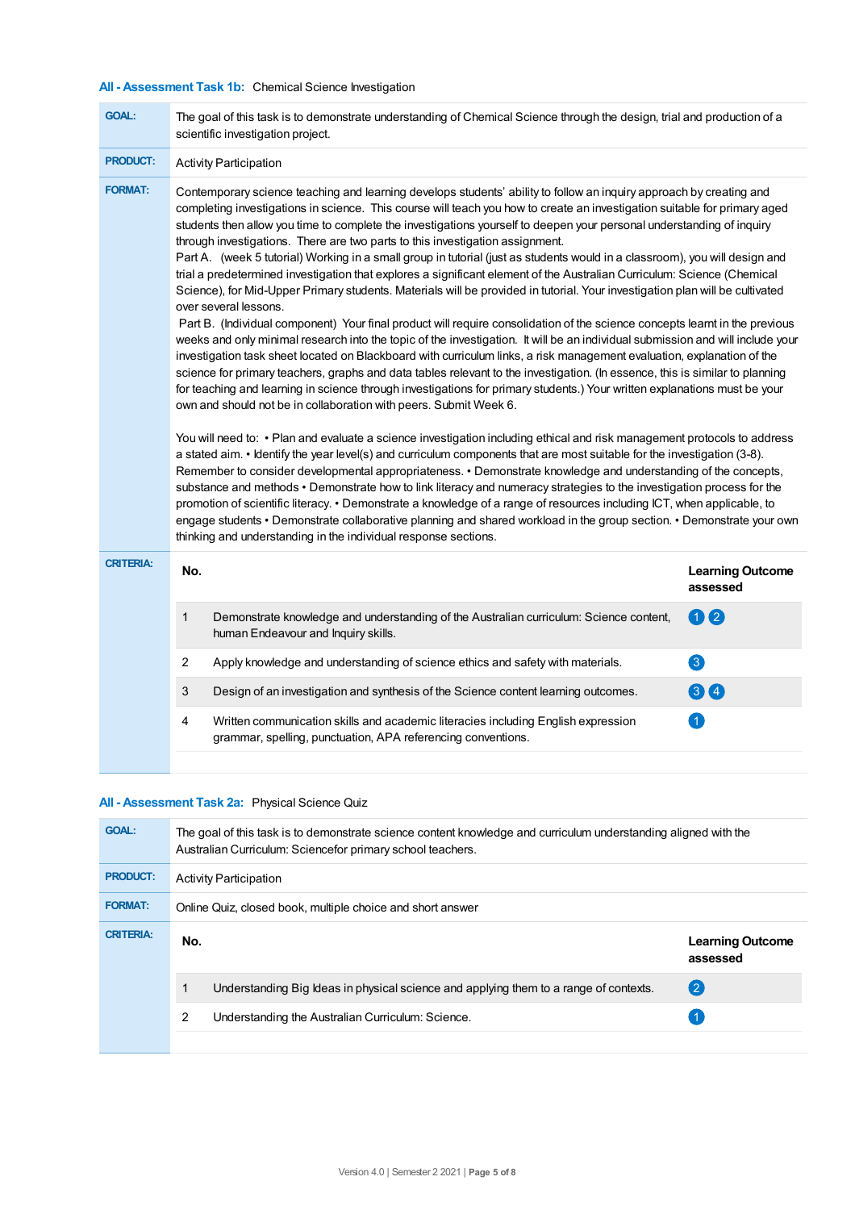### All - Assessment Task 1b: Chemical Science Investigation

**GOAL:** The goal of this task is to demonstrate understanding of Chemical Science through the design, trial and production of a scientific investigation project.

**PRODUCT:** Activity Participation

**FORMAT:** Contemporary science teaching and learning develops students' ability to follow an inquiry approach by creating and completing investigations in science. This course will teach you how to create an investigation suitable for primary aged students then allow you time to complete the investigations yourself to deepen your personal understanding of inquiry through investigations. There are two parts to this investigation assignment.

Part A. (week 5 tutorial) Working in a small group in tutorial (just as students would in a classroom), you will design and trial a predetermined investigation that explores a significant element of the Australian Curriculum: Science (Chemical Science), for Mid-Upper Primary students. Materials will be provided in tutorial. Your investigation plan will be cultivated over several lessons.

Part B. (Individual component) Your final product will require consolidation of the science concepts learnt in the previous weeks and only minimal research into the topic of the investigation. It will be an individual submission and will include your investigation task sheet located on Blackboard with curriculum links, a risk management evaluation, explanation of the science for primary teachers, graphs and data tables relevant to the investigation. (In essence, this is similar to planning for teaching and learning in science through investigations for primary students.) Your written explanations must be your own and should not be in collaboration with peers. Submit Week 6.

You will need to: • Plan and evaluate a science investigation including ethical and risk management protocols to address a stated aim. • Identify the year level(s) and curriculum components that are most suitable for the investigation (3-8). Remember to consider developmental appropriateness. • Demonstrate knowledge and understanding of the concepts, substance and methods • Demonstrate how to link literacy and numeracy strategies to the investigation process for the promotion of scientific literacy. • Demonstrate a knowledge of a range of resources including ICT, when applicable, to engage students • Demonstrate collaborative planning and shared workload in the group section. • Demonstrate your own thinking and understanding in the individual response sections.

**CRITERIA:**

| No. | | Learning Outcome assessed |
|---|---|---|
| 1 | Demonstrate knowledge and understanding of the Australian curriculum: Science content, human Endeavour and Inquiry skills. | 1 2 |
| 2 | Apply knowledge and understanding of science ethics and safety with materials. | 3 |
| 3 | Design of an investigation and synthesis of the Science content learning outcomes. | 3 4 |
| 4 | Written communication skills and academic literacies including English expression grammar, spelling, punctuation, APA referencing conventions. | 1 |

### All - Assessment Task 2a: Physical Science Quiz

**GOAL:** The goal of this task is to demonstrate science content knowledge and curriculum understanding aligned with the Australian Curriculum: Sciencefor primary school teachers.

**PRODUCT:** Activity Participation

**FORMAT:** Online Quiz, closed book, multiple choice and short answer

**CRITERIA:**

| No. | | Learning Outcome assessed |
|---|---|---|
| 1 | Understanding Big Ideas in physical science and applying them to a range of contexts. | 2 |
| 2 | Understanding the Australian Curriculum: Science. | 1 |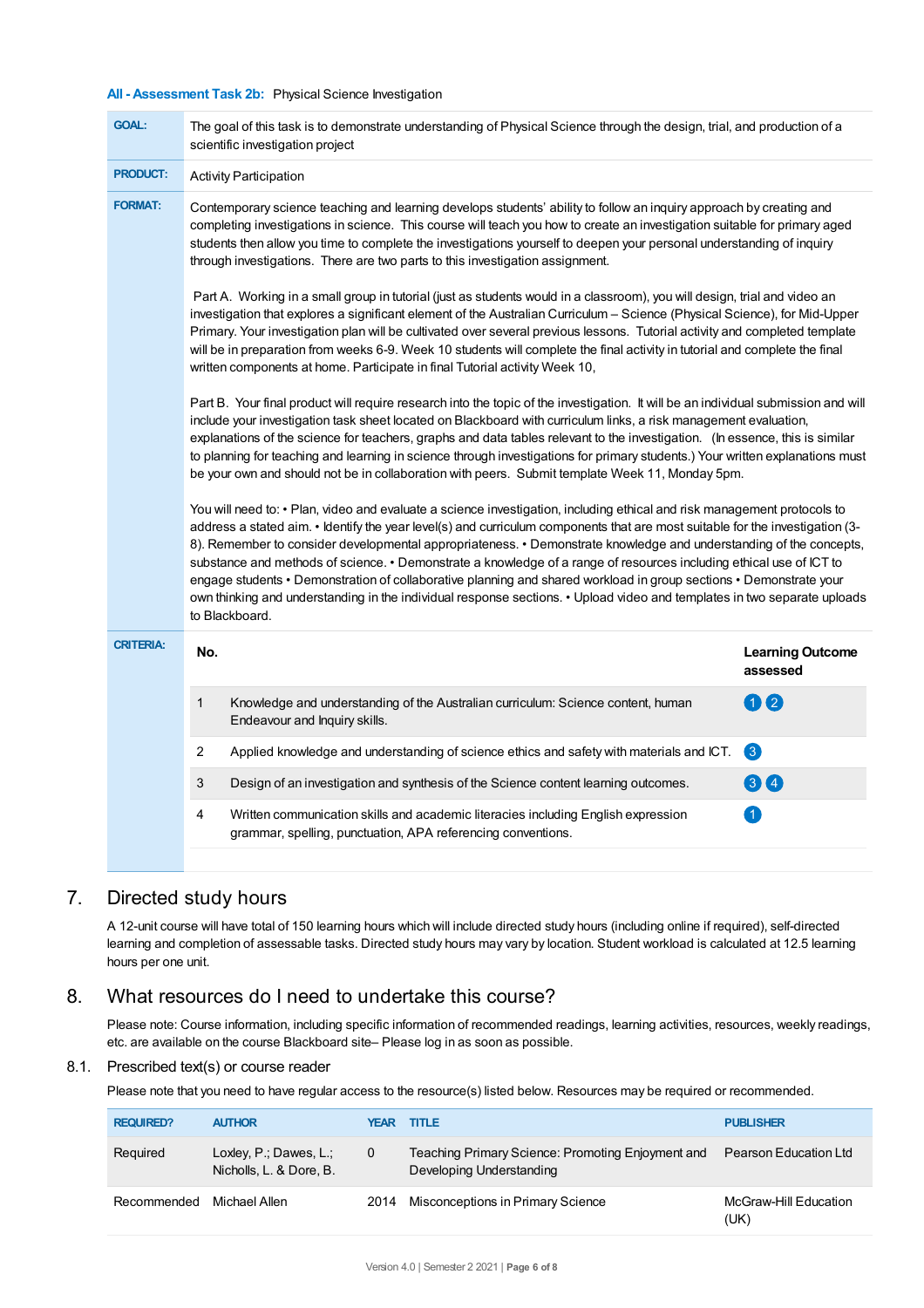**All - Assessment Task 2b:** Physical Science Investigation

| | |
|---|---|
| **GOAL:** | The goal of this task is to demonstrate understanding of Physical Science through the design, trial, and production of a scientific investigation project |
| **PRODUCT:** | Activity Participation |
| **FORMAT:** | Contemporary science teaching and learning develops students' ability to follow an inquiry approach by creating and completing investigations in science. This course will teach you how to create an investigation suitable for primary aged students then allow you time to complete the investigations yourself to deepen your personal understanding of inquiry through investigations. There are two parts to this investigation assignment.<br><br>Part A. Working in a small group in tutorial (just as students would in a classroom), you will design, trial and video an investigation that explores a significant element of the Australian Curriculum – Science (Physical Science), for Mid-Upper Primary. Your investigation plan will be cultivated over several previous lessons. Tutorial activity and completed template will be in preparation from weeks 6-9. Week 10 students will complete the final activity in tutorial and complete the final written components at home. Participate in final Tutorial activity Week 10,<br><br>Part B. Your final product will require research into the topic of the investigation. It will be an individual submission and will include your investigation task sheet located on Blackboard with curriculum links, a risk management evaluation, explanations of the science for teachers, graphs and data tables relevant to the investigation. (In essence, this is similar to planning for teaching and learning in science through investigations for primary students.) Your written explanations must be your own and should not be in collaboration with peers. Submit template Week 11, Monday 5pm.<br><br>You will need to: • Plan, video and evaluate a science investigation, including ethical and risk management protocols to address a stated aim. • Identify the year level(s) and curriculum components that are most suitable for the investigation (3-8). Remember to consider developmental appropriateness. • Demonstrate knowledge and understanding of the concepts, substance and methods of science. • Demonstrate a knowledge of a range of resources including ethical use of ICT to engage students • Demonstration of collaborative planning and shared workload in group sections • Demonstrate your own thinking and understanding in the individual response sections. • Upload video and templates in two separate uploads to Blackboard. |

**CRITERIA:**

| No. | | Learning Outcome assessed |
|---|---|---|
| 1 | Knowledge and understanding of the Australian curriculum: Science content, human Endeavour and Inquiry skills. | 1 2 |
| 2 | Applied knowledge and understanding of science ethics and safety with materials and ICT. | 3 |
| 3 | Design of an investigation and synthesis of the Science content learning outcomes. | 3 4 |
| 4 | Written communication skills and academic literacies including English expression grammar, spelling, punctuation, APA referencing conventions. | 1 |

## 7. Directed study hours

A 12-unit course will have total of 150 learning hours which will include directed study hours (including online if required), self-directed learning and completion of assessable tasks. Directed study hours may vary by location. Student workload is calculated at 12.5 learning hours per one unit.

## 8. What resources do I need to undertake this course?

Please note: Course information, including specific information of recommended readings, learning activities, resources, weekly readings, etc. are available on the course Blackboard site– Please log in as soon as possible.

### 8.1. Prescribed text(s) or course reader

Please note that you need to have regular access to the resource(s) listed below. Resources may be required or recommended.

| REQUIRED? | AUTHOR | YEAR | TITLE | PUBLISHER |
|---|---|---|---|---|
| Required | Loxley, P.; Dawes, L.; Nicholls, L. & Dore, B. | 0 | Teaching Primary Science: Promoting Enjoyment and Developing Understanding | Pearson Education Ltd |
| Recommended | Michael Allen | 2014 | Misconceptions in Primary Science | McGraw-Hill Education (UK) |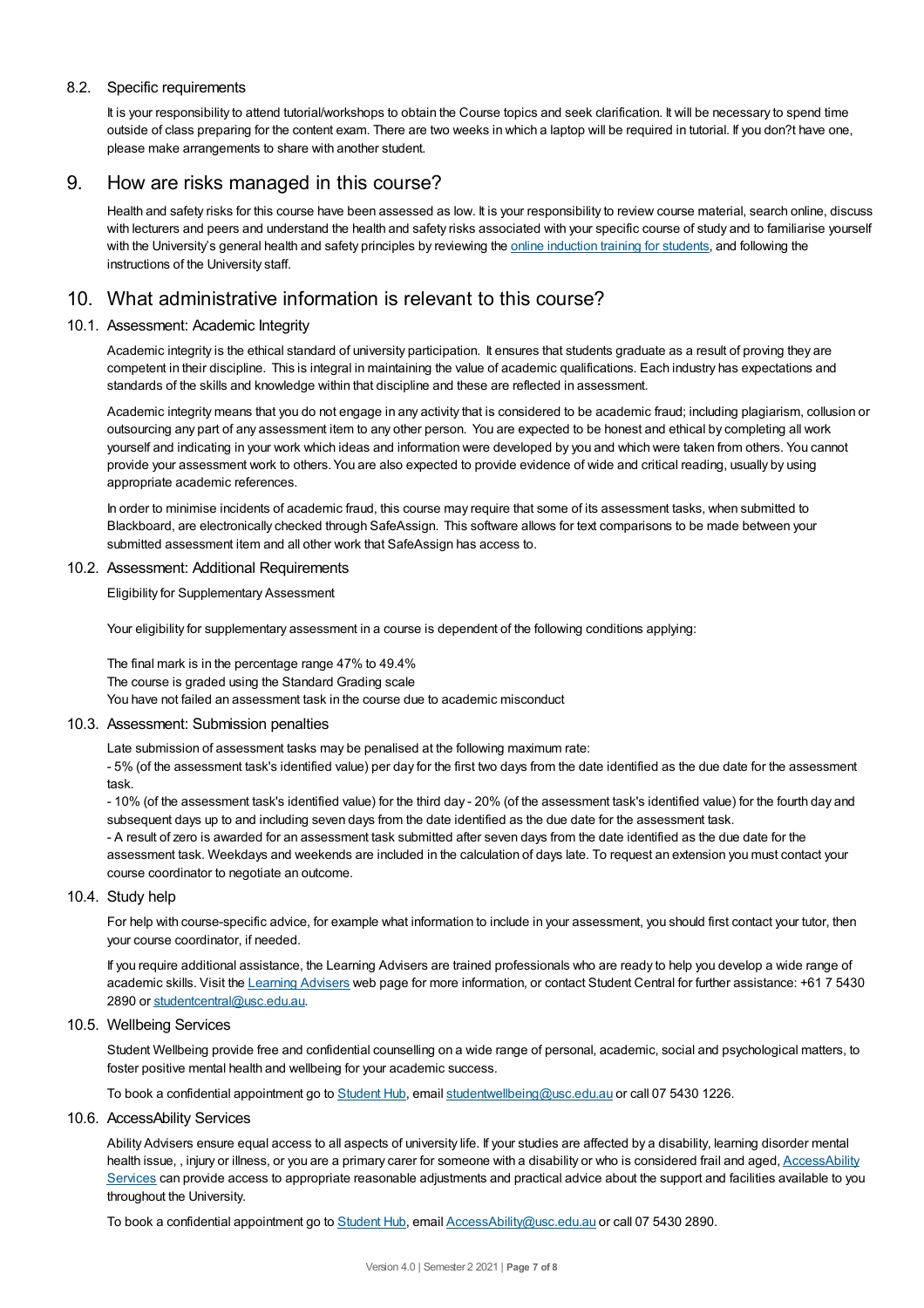### 8.2. Specific requirements

It is your responsibility to attend tutorial/workshops to obtain the Course topics and seek clarification. It will be necessary to spend time outside of class preparing for the content exam. There are two weeks in which a laptop will be required in tutorial. If you don?t have one, please make arrangements to share with another student.

## 9. How are risks managed in this course?

Health and safety risks for this course have been assessed as low. It is your responsibility to review course material, search online, discuss with lecturers and peers and understand the health and safety risks associated with your specific course of study and to familiarise yourself with the University's general health and safety principles by reviewing the online induction training for students, and following the instructions of the University staff.

## 10. What administrative information is relevant to this course?

### 10.1. Assessment: Academic Integrity

Academic integrity is the ethical standard of university participation. It ensures that students graduate as a result of proving they are competent in their discipline. This is integral in maintaining the value of academic qualifications. Each industry has expectations and standards of the skills and knowledge within that discipline and these are reflected in assessment.

Academic integrity means that you do not engage in any activity that is considered to be academic fraud; including plagiarism, collusion or outsourcing any part of any assessment item to any other person. You are expected to be honest and ethical by completing all work yourself and indicating in your work which ideas and information were developed by you and which were taken from others. You cannot provide your assessment work to others. You are also expected to provide evidence of wide and critical reading, usually by using appropriate academic references.

In order to minimise incidents of academic fraud, this course may require that some of its assessment tasks, when submitted to Blackboard, are electronically checked through SafeAssign. This software allows for text comparisons to be made between your submitted assessment item and all other work that SafeAssign has access to.

### 10.2. Assessment: Additional Requirements

Eligibility for Supplementary Assessment

Your eligibility for supplementary assessment in a course is dependent of the following conditions applying:

The final mark is in the percentage range 47% to 49.4%
The course is graded using the Standard Grading scale
You have not failed an assessment task in the course due to academic misconduct

### 10.3. Assessment: Submission penalties

Late submission of assessment tasks may be penalised at the following maximum rate:
- 5% (of the assessment task's identified value) per day for the first two days from the date identified as the due date for the assessment task.
- 10% (of the assessment task's identified value) for the third day - 20% (of the assessment task's identified value) for the fourth day and subsequent days up to and including seven days from the date identified as the due date for the assessment task.
- A result of zero is awarded for an assessment task submitted after seven days from the date identified as the due date for the assessment task. Weekdays and weekends are included in the calculation of days late. To request an extension you must contact your course coordinator to negotiate an outcome.

### 10.4. Study help

For help with course-specific advice, for example what information to include in your assessment, you should first contact your tutor, then your course coordinator, if needed.

If you require additional assistance, the Learning Advisers are trained professionals who are ready to help you develop a wide range of academic skills. Visit the Learning Advisers web page for more information, or contact Student Central for further assistance: +61 7 5430 2890 or studentcentral@usc.edu.au.

### 10.5. Wellbeing Services

Student Wellbeing provide free and confidential counselling on a wide range of personal, academic, social and psychological matters, to foster positive mental health and wellbeing for your academic success.

To book a confidential appointment go to Student Hub, email studentwellbeing@usc.edu.au or call 07 5430 1226.

### 10.6. AccessAbility Services

Ability Advisers ensure equal access to all aspects of university life. If your studies are affected by a disability, learning disorder mental health issue, , injury or illness, or you are a primary carer for someone with a disability or who is considered frail and aged, AccessAbility Services can provide access to appropriate reasonable adjustments and practical advice about the support and facilities available to you throughout the University.

To book a confidential appointment go to Student Hub, email AccessAbility@usc.edu.au or call 07 5430 2890.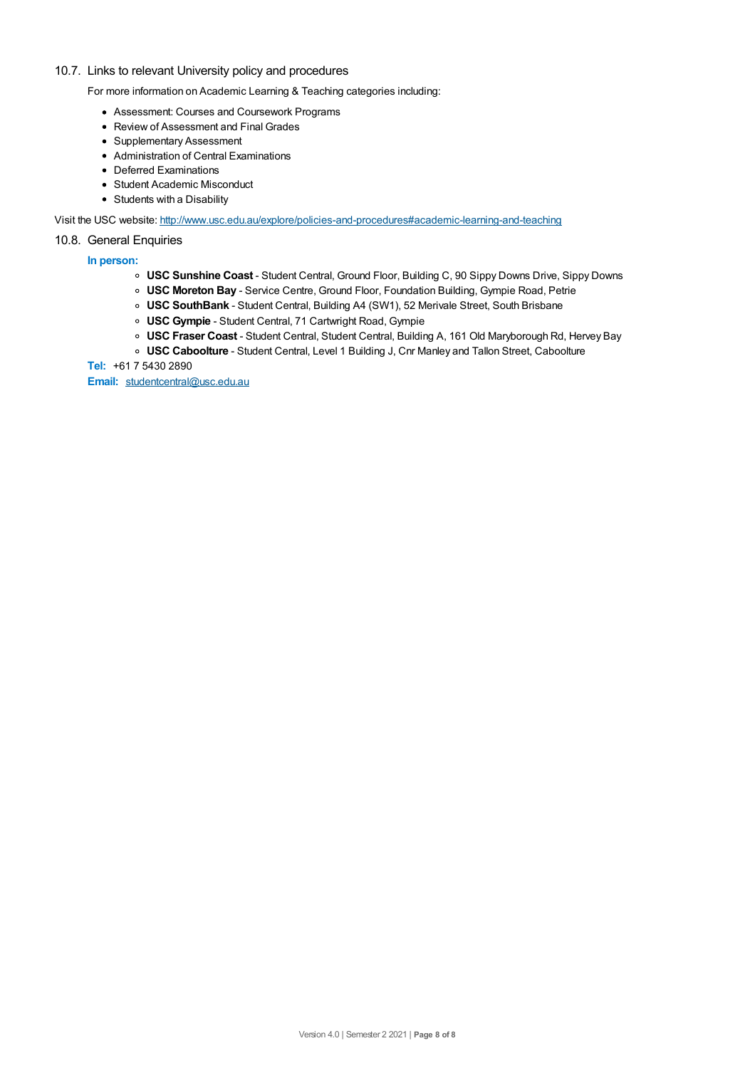### 10.7. Links to relevant University policy and procedures

For more information on Academic Learning & Teaching categories including:

- Assessment: Courses and Coursework Programs
- Review of Assessment and Final Grades
- Supplementary Assessment
- Administration of Central Examinations
- Deferred Examinations
- Student Academic Misconduct
- Students with a Disability

Visit the USC website: http://www.usc.edu.au/explore/policies-and-procedures#academic-learning-and-teaching

### 10.8. General Enquiries

**In person:**

- **USC Sunshine Coast** - Student Central, Ground Floor, Building C, 90 Sippy Downs Drive, Sippy Downs
- **USC Moreton Bay** - Service Centre, Ground Floor, Foundation Building, Gympie Road, Petrie
- **USC SouthBank** - Student Central, Building A4 (SW1), 52 Merivale Street, South Brisbane
- **USC Gympie** - Student Central, 71 Cartwright Road, Gympie
- **USC Fraser Coast** - Student Central, Student Central, Building A, 161 Old Maryborough Rd, Hervey Bay
- **USC Caboolture** - Student Central, Level 1 Building J, Cnr Manley and Tallon Street, Caboolture

**Tel:** +61 7 5430 2890

**Email:** studentcentral@usc.edu.au